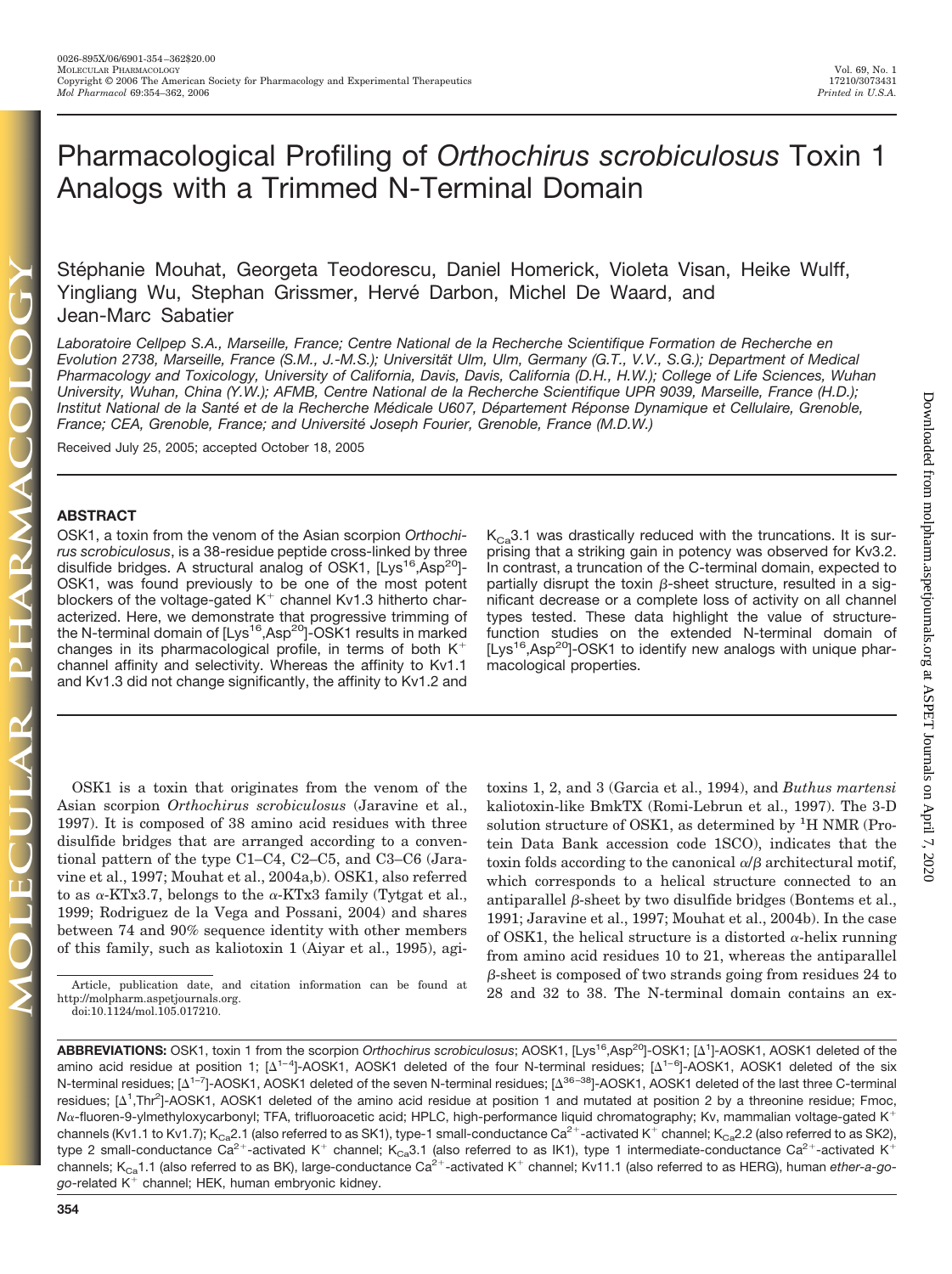# Pharmacological Profiling of *Orthochirus scrobiculosus* Toxin 1 Analogs with a Trimmed N-Terminal Domain

Stéphanie Mouhat, Georgeta Teodorescu, Daniel Homerick, Violeta Visan, Heike Wulff, Yingliang Wu, Stephan Grissmer, Hervé Darbon, Michel De Waard, and Jean-Marc Sabatier

*Laboratoire Cellpep S.A., Marseille, France; Centre National de la Recherche Scientifique Formation de Recherche en Evolution 2738, Marseille, France (S.M., J.-M.S.); Universität Ulm, Ulm, Germany (G.T., V.V., S.G.); Department of Medical Pharmacology and Toxicology, University of California, Davis, Davis, California (D.H., H.W.); College of Life Sciences, Wuhan University, Wuhan, China (Y.W.); AFMB, Centre National de la Recherche Scientifique UPR 9039, Marseille, France (H.D.); Institut National de la Santé et de la Recherche Médicale U607, Département Réponse Dynamique et Cellulaire, Grenoble, France; CEA, Grenoble, France; and Université Joseph Fourier, Grenoble, France (M.D.W.)*

Received July 25, 2005; accepted October 18, 2005

## ABSTRACT

OSK1, a toxin from the venom of the Asian scorpion *Orthochirus scrobiculosus*, is a 38-residue peptide cross-linked by three disulfide bridges. A structural analog of OSK1, [Lys$^{16}$,Asp$^{20}$]-OSK1, was found previously to be one of the most potent blockers of the voltage-gated $K^+$ channel Kv1.3 hitherto characterized. Here, we demonstrate that progressive trimming of the N-terminal domain of [Lys$^{16}$,Asp$^{20}$]-OSK1 results in marked changes in its pharmacological profile, in terms of both $K^+$ channel affinity and selectivity. Whereas the affinity to Kv1.1 and Kv1.3 did not change significantly, the affinity to Kv1.2 and $K_{Ca}3.1$ was drastically reduced with the truncations. It is surprising that a striking gain in potency was observed for Kv3.2. In contrast, a truncation of the C-terminal domain, expected to partially disrupt the toxin β-sheet structure, resulted in a significant decrease or a complete loss of activity on all channel types tested. These data highlight the value of structure-function studies on the extended N-terminal domain of [Lys$^{16}$,Asp$^{20}$]-OSK1 to identify new analogs with unique pharmacological properties.

OSK1 is a toxin that originates from the venom of the Asian scorpion *Orthochirus scrobiculosus* (Jaravine et al., 1997). It is composed of 38 amino acid residues with three disulfide bridges that are arranged according to a conventional pattern of the type C1–C4, C2–C5, and C3–C6 (Jaravine et al., 1997; Mouhat et al., 2004a,b). OSK1, also referred to as α-KTx3.7, belongs to the α-KTx3 family (Tytgat et al., 1999; Rodriguez de la Vega and Possani, 2004) and shares between 74 and 90% sequence identity with other members of this family, such as kaliotoxin 1 (Aiyar et al., 1995), agitoxins 1, 2, and 3 (Garcia et al., 1994), and *Buthus martensi* kaliotoxin-like BmkTX (Romi-Lebrun et al., 1997). The 3-D solution structure of OSK1, as determined by $^1$H NMR (Protein Data Bank accession code 1SCO), indicates that the toxin folds according to the canonical α/β architectural motif, which corresponds to a helical structure connected to an antiparallel β-sheet by two disulfide bridges (Bontems et al., 1991; Jaravine et al., 1997; Mouhat et al., 2004b). In the case of OSK1, the helical structure is a distorted α-helix running from amino acid residues 10 to 21, whereas the antiparallel β-sheet is composed of two strands going from residues 24 to 28 and 32 to 38. The N-terminal domain contains an ex-

Article, publication date, and citation information can be found at http://molpharm.aspetjournals.org.
doi:10.1124/mol.105.017210.

**ABBREVIATIONS:** OSK1, toxin 1 from the scorpion *Orthochirus scrobiculosus*; AOSK1, [Lys$^{16}$,Asp$^{20}$]-OSK1; [Δ$^1$]-AOSK1, AOSK1 deleted of the amino acid residue at position 1; [Δ$^{1-4}$]-AOSK1, AOSK1 deleted of the four N-terminal residues; [Δ$^{1-6}$]-AOSK1, AOSK1 deleted of the six N-terminal residues; [Δ$^{1-7}$]-AOSK1, AOSK1 deleted of the seven N-terminal residues; [Δ$^{36-38}$]-AOSK1, AOSK1 deleted of the last three C-terminal residues; [Δ$^1$,Thr$^2$]-AOSK1, AOSK1 deleted of the amino acid residue at position 1 and mutated at position 2 by a threonine residue; Fmoc, *N*α-fluoren-9-ylmethyloxycarbonyl; TFA, trifluoroacetic acid; HPLC, high-performance liquid chromatography; Kv, mammalian voltage-gated $K^+$ channels (Kv1.1 to Kv1.7); $K_{Ca}2.1$ (also referred to as SK1), type-1 small-conductance $Ca^{2+}$-activated $K^+$ channel; $K_{Ca}2.2$ (also referred to as SK2), type 2 small-conductance $Ca^{2+}$-activated $K^+$ channel; $K_{Ca}3.1$ (also referred to as IK1), type 1 intermediate-conductance $Ca^{2+}$-activated $K^+$ channels; $K_{Ca}1.1$ (also referred to as BK), large-conductance $Ca^{2+}$-activated $K^+$ channel; Kv11.1 (also referred to as HERG), human *ether-a-go-go*-related $K^+$ channel; HEK, human embryonic kidney.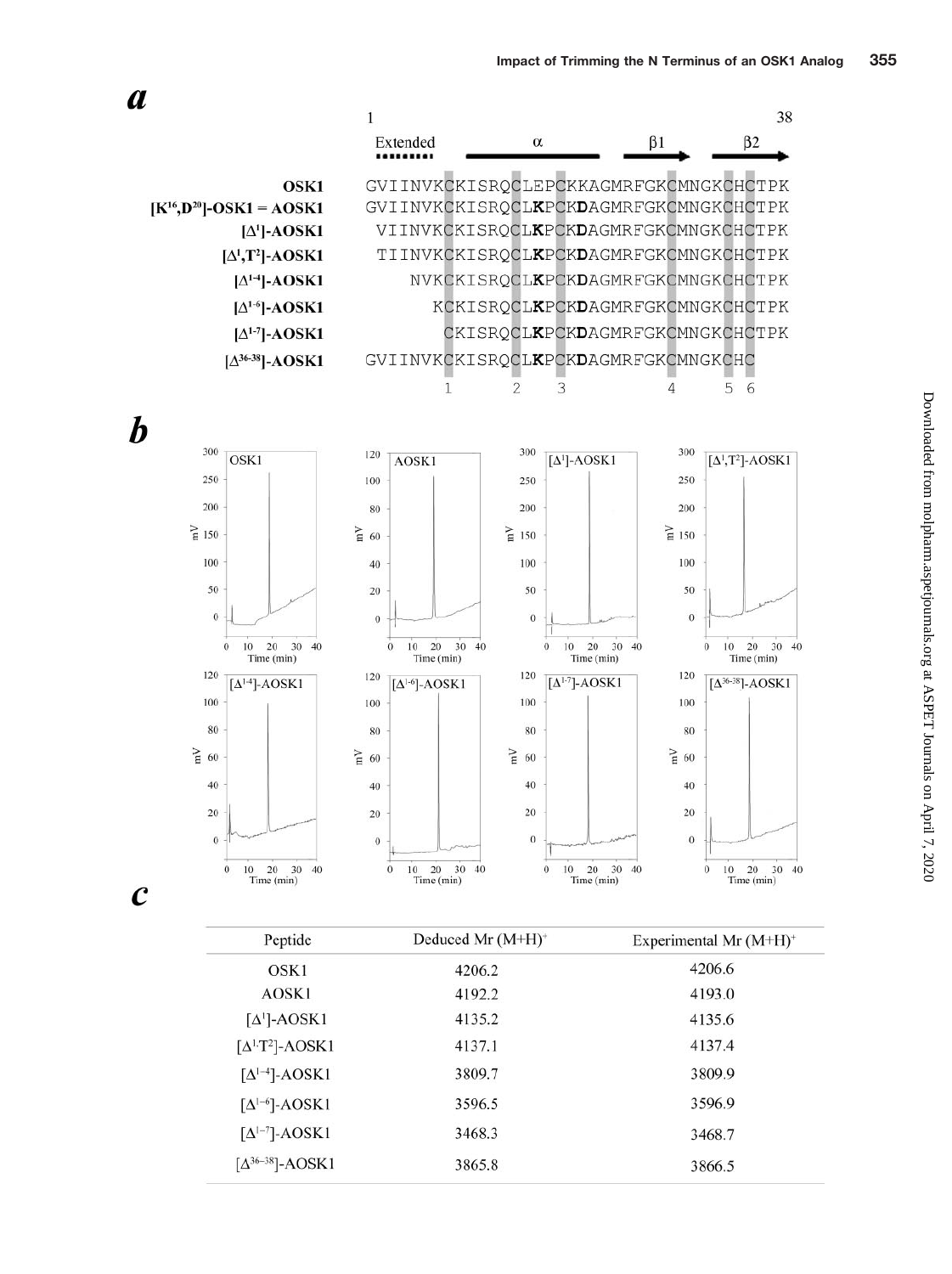***a***

| | 1 Extended ........ α β1 β2 38 |
|---|---|
| OSK1 | GVIINVKCKISRQCLEPCKKAGMRFGKCMNGKCHCTPK |
| [K[16],D[20]]-OSK1 = AOSK1 | GVIINVKCKISRQCL**K**PCK**D**AGMRFGKCMNGKCHCTPK |
| [Δ[1]]-AOSK1 | VIINVKCKISRQCL**K**PCK**D**AGMRFGKCMNGKCHCTPK |
| [Δ[1],T[2]]-AOSK1 | TIINVKCKISRQCL**K**PCK**D**AGMRFGKCMNGKCHCTPK |
| [Δ[1-4]]-AOSK1 | NVKCKISRQCL**K**PCK**D**AGMRFGKCMNGKCHCTPK |
| [Δ[1-6]]-AOSK1 | KCKISRQCL**K**PCK**D**AGMRFGKCMNGKCHCTPK |
| [Δ[1-7]]-AOSK1 | CKISRQCL**K**PCK**D**AGMRFGKCMNGKCHCTPK |
| [Δ[36-38]]-AOSK1 | GVIINVKCKISRQCL**K**PCK**D**AGMRFGKCMNGKCHC |

***b***

***c***

| Peptide | Deduced Mr (M+H)+ | Experimental Mr (M+H)+ |
|---|---|---|
| OSK1 | 4206.2 | 4206.6 |
| AOSK1 | 4192.2 | 4193.0 |
| [Δ[1]]-AOSK1 | 4135.2 | 4135.6 |
| [Δ[1],T[2]]-AOSK1 | 4137.1 | 4137.4 |
| [Δ[1–4]]-AOSK1 | 3809.7 | 3809.9 |
| [Δ[1–6]]-AOSK1 | 3596.5 | 3596.9 |
| [Δ[1–7]]-AOSK1 | 3468.3 | 3468.7 |
| [Δ[36–38]]-AOSK1 | 3865.8 | 3866.5 |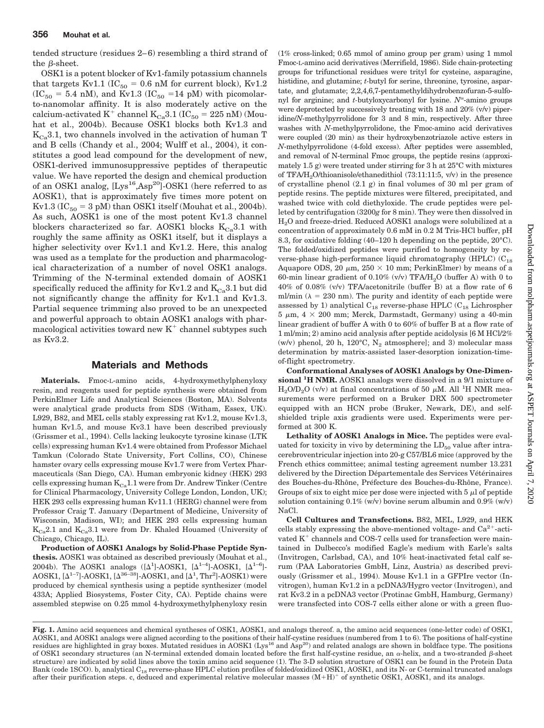tended structure (residues 2–6) resembling a third strand of the β-sheet.

OSK1 is a potent blocker of Kv1-family potassium channels that targets Kv1.1 ($IC_{50}$ = 0.6 nM for current block), Kv1.2 ($IC_{50}$ = 5.4 nM), and Kv1.3 ($IC_{50}$ =14 pM) with picomolar-to-nanomolar affinity. It is also moderately active on the calcium-activated $K^+$ channel $K_{Ca}3.1$ ($IC_{50}$ = 225 nM) (Mouhat et al., 2004b). Because OSK1 blocks both Kv1.3 and $K_{Ca}3.1$, two channels involved in the activation of human T and B cells (Chandy et al., 2004; Wulff et al., 2004), it constitutes a good lead compound for the development of new, OSK1-derived immunosuppressive peptides of therapeutic value. We have reported the design and chemical production of an OSK1 analog, [$Lys^{16}$,$Asp^{20}$]-OSK1 (here referred to as AOSK1), that is approximately five times more potent on Kv1.3 ($IC_{50}$ = 3 pM) than OSK1 itself (Mouhat et al., 2004b). As such, AOSK1 is one of the most potent Kv1.3 channel blockers characterized so far. AOSK1 blocks $K_{Ca}3.1$ with roughly the same affinity as OSK1 itself, but it displays a higher selectivity over Kv1.1 and Kv1.2. Here, this analog was used as a template for the production and pharmacological characterization of a number of novel OSK1 analogs. Trimming of the N-terminal extended domain of AOSK1 specifically reduced the affinity for Kv1.2 and $K_{Ca}3.1$ but did not significantly change the affinity for Kv1.1 and Kv1.3. Partial sequence trimming also proved to be an unexpected and powerful approach to obtain AOSK1 analogs with pharmacological activities toward new $K^+$ channel subtypes such as Kv3.2.

## Materials and Methods

**Materials.** Fmoc-L-amino acids, 4-hydroxymethylphenyloxy resin, and reagents used for peptide synthesis were obtained from PerkinElmer Life and Analytical Sciences (Boston, MA). Solvents were analytical grade products from SDS (Witham, Essex, UK). L929, B82, and MEL cells stably expressing rat Kv1.2, mouse Kv1.3, human Kv1.5, and mouse Kv3.1 have been described previously (Grissmer et al., 1994). Cells lacking leukocyte tyrosine kinase (LTK cells) expressing human Kv1.4 were obtained from Professor Michael Tamkun (Colorado State University, Fort Collins, CO), Chinese hamster ovary cells expressing mouse Kv1.7 were from Vertex Pharmaceuticals (San Diego, CA). Human embryonic kidney (HEK) 293 cells expressing human $K_{Ca}1.1$ were from Dr. Andrew Tinker (Centre for Clinical Pharmacology, University College London, London, UK); HEK 293 cells expressing human Kv11.1 (HERG) channel were from Professor Craig T. January (Department of Medicine, University of Wisconsin, Madison, WI); and HEK 293 cells expressing human $K_{Ca}2.1$ and $K_{Ca}3.1$ were from Dr. Khaled Houamed (University of Chicago, Chicago, IL).

**Production of AOSK1 Analogs by Solid-Phase Peptide Synthesis.** AOSK1 was obtained as described previously (Mouhat et al., 2004b). The AOSK1 analogs ([$\Delta^1$]-AOSK1, [$\Delta^{1-4}$]-AOSK1, [$\Delta^{1-6}$]-AOSK1, [$\Delta^{1-7}$]-AOSK1, [$\Delta^{36-38}$]-AOSK1, and [$\Delta^1$, $Thr^2$]-AOSK1) were produced by chemical synthesis using a peptide synthesizer (model 433A; Applied Biosystems, Foster City, CA). Peptide chains were assembled stepwise on 0.25 mmol 4-hydroxymethylphenyloxy resin (1% cross-linked; 0.65 mmol of amino group per gram) using 1 mmol Fmoc-L-amino acid derivatives (Merrifield, 1986). Side chain-protecting groups for trifunctional residues were trityl for cysteine, asparagine, histidine, and glutamine; *t*-butyl for serine, threonine, tyrosine, aspartate, and glutamate; 2,2,4,6,7-pentamethyldihydrobenzofuran-5-sulfonyl for arginine; and *t*-butyloxycarbonyl for lysine. $N^{\alpha}$-amino groups were deprotected by successively treating with 18 and 20% (v/v) piperidine/*N*-methylpyrrolidone for 3 and 8 min, respectively. After three washes with *N*-methylpyrrolidone, the Fmoc-amino acid derivatives were coupled (20 min) as their hydroxybenzotriazole active esters in *N*-methylpyrrolidone (4-fold excess). After peptides were assembled, and removal of N-terminal Fmoc groups, the peptide resins (approximately 1.5 g) were treated under stirring for 3 h at 25°C with mixtures of TFA/$H_2O$/thioanisole/ethanedithiol (73:11:11:5, v/v) in the presence of crystalline phenol (2.1 g) in final volumes of 30 ml per gram of peptide resins. The peptide mixtures were filtered, precipitated, and washed twice with cold diethyloxide. The crude peptides were pelleted by centrifugation (3200*g* for 8 min). They were then dissolved in $H_2O$ and freeze-dried. Reduced AOSK1 analogs were solubilized at a concentration of approximately 0.6 mM in 0.2 M Tris-HCl buffer, pH 8.3, for oxidative folding (40–120 h depending on the peptide, 20°C). The folded/oxidized peptides were purified to homogeneity by reverse-phase high-performance liquid chromatography (HPLC) ($C_{18}$ Aquapore ODS, 20 μm, 250 × 10 mm; PerkinElmer) by means of a 60-min linear gradient of 0.10% (v/v) TFA/$H_2O$ (buffer A) with 0 to 40% of 0.08% (v/v) TFA/acetonitrile (buffer B) at a flow rate of 6 ml/min (λ = 230 nm). The purity and identity of each peptide were assessed by 1) analytical $C_{18}$ reverse-phase HPLC ($C_{18}$ Lichrospher 5 μm, 4 × 200 mm; Merck, Darmstadt, Germany) using a 40-min linear gradient of buffer A with 0 to 60% of buffer B at a flow rate of 1 ml/min; 2) amino acid analysis after peptide acidolysis [6 M HCl/2% (w/v) phenol, 20 h, 120°C, $N_2$ atmosphere]; and 3) molecular mass determination by matrix-assisted laser-desorption ionization-time-of-flight spectrometry.

**Conformational Analyses of AOSK1 Analogs by One-Dimensional $^1$H NMR.** AOSK1 analogs were dissolved in a 9/1 mixture of $H_2O/D_2O$ (v/v) at final concentrations of 50 μM. All $^1$H NMR measurements were performed on a Bruker DRX 500 spectrometer equipped with an HCN probe (Bruker, Newark, DE), and self-shielded triple axis gradients were used. Experiments were performed at 300 K.

**Lethality of AOSK1 Analogs in Mice.** The peptides were evaluated for toxicity in vivo by determining the $LD_{50}$ value after intracerebroventricular injection into 20-g C57/BL6 mice (approved by the French ethics committee; animal testing agreement number 13.231 delivered by the Direction Départementale des Services Vétérinaires des Bouches-du-Rhône, Préfecture des Bouches-du-Rhône, France). Groups of six to eight mice per dose were injected with 5 μl of peptide solution containing 0.1% (w/v) bovine serum albumin and 0.9% (w/v) NaCl.

**Cell Cultures and Transfections.** B82, MEL, L929, and HEK cells stably expressing the above-mentioned voltage- and $Ca^{2+}$-activated $K^+$ channels and COS-7 cells used for transfection were maintained in Dulbecco's modified Eagle's medium with Earle's salts (Invitrogen, Carlsbad, CA), and 10% heat-inactivated fetal calf serum (PAA Laboratories GmbH, Linz, Austria) as described previously (Grissmer et al., 1994). Mouse Kv1.1 in a GFPIre vector (Invitrogen), human Kv1.2 in a pcDNA3/Hygro vector (Invitrogen), and rat Kv3.2 in a pcDNA3 vector (Protinac GmbH, Hamburg, Germany) were transfected into COS-7 cells either alone or with a green fluo-

**Fig. 1.** Amino acid sequences and chemical syntheses of OSK1, AOSK1, and analogs thereof. a, the amino acid sequences (one-letter code) of OSK1, AOSK1, and AOSK1 analogs were aligned according to the positions of their half-cystine residues (numbered from 1 to 6). The positions of half-cystine residues are highlighted in gray boxes. Mutated residues in AOSK1 ($Lys^{16}$ and $Asp^{20}$) and related analogs are shown in boldface type. The positions of OSK1 secondary structures (an N-terminal extended domain located before the first half-cystine residue, an α-helix, and a two-stranded β-sheet structure) are indicated by solid lines above the toxin amino acid sequence (1). The 3-D solution structure of OSK1 can be found in the Protein Data Bank (code 1SCO). b, analytical $C_{18}$ reverse-phase HPLC elution profiles of folded/oxidized OSK1, AOSK1, and its N- or C-terminal truncated analogs after their purification steps. c, deduced and experimental relative molecular masses $(M+H)^+$ of synthetic OSK1, AOSK1, and its analogs.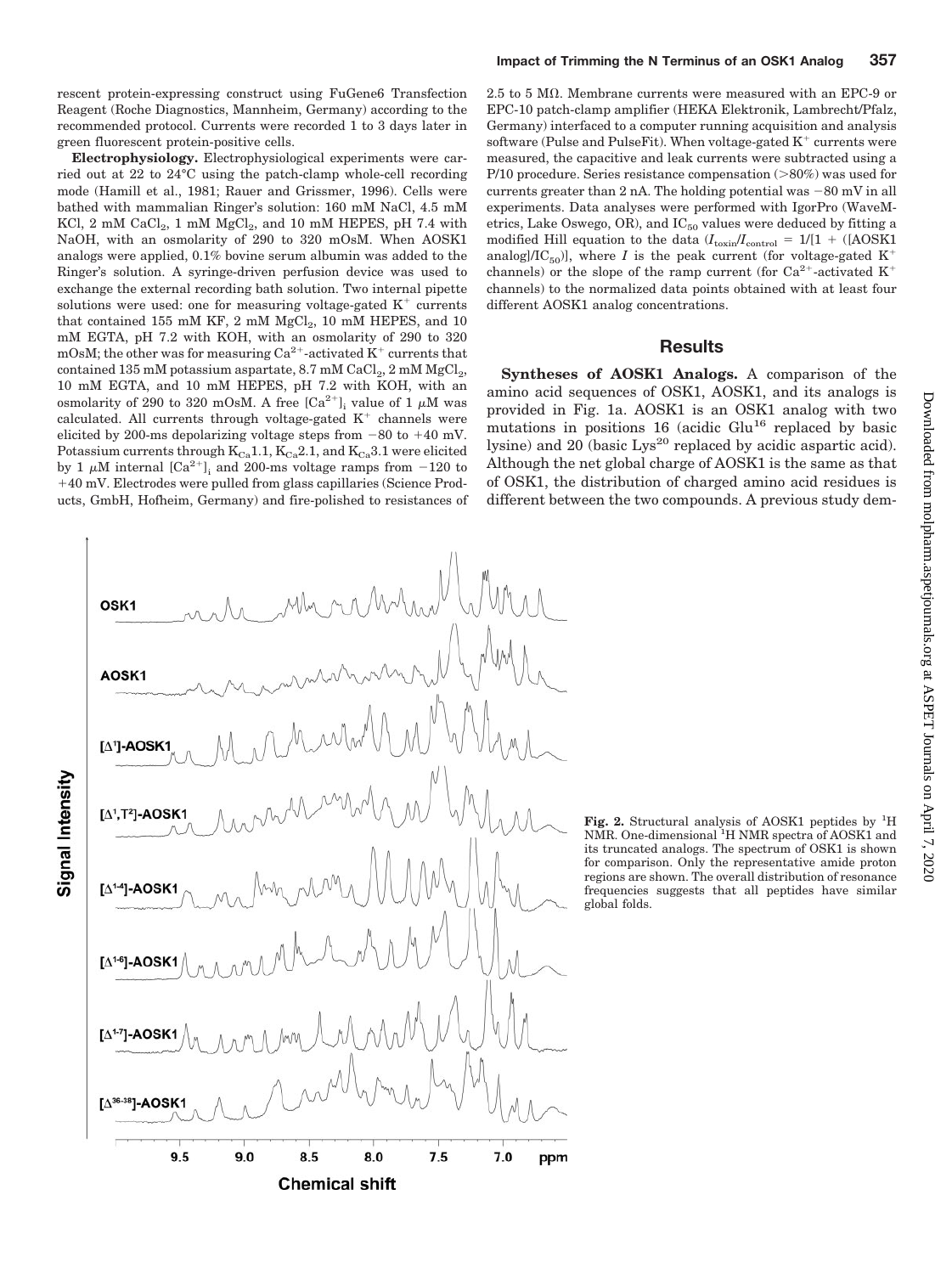rescent protein-expressing construct using FuGene6 Transfection Reagent (Roche Diagnostics, Mannheim, Germany) according to the recommended protocol. Currents were recorded 1 to 3 days later in green fluorescent protein-positive cells.

**Electrophysiology.** Electrophysiological experiments were carried out at 22 to 24°C using the patch-clamp whole-cell recording mode (Hamill et al., 1981; Rauer and Grissmer, 1996). Cells were bathed with mammalian Ringer's solution: 160 mM NaCl, 4.5 mM KCl, 2 mM $CaCl_2$, 1 mM $MgCl_2$, and 10 mM HEPES, pH 7.4 with NaOH, with an osmolarity of 290 to 320 mOsM. When AOSK1 analogs were applied, 0.1% bovine serum albumin was added to the Ringer's solution. A syringe-driven perfusion device was used to exchange the external recording bath solution. Two internal pipette solutions were used: one for measuring voltage-gated $K^+$ currents that contained 155 mM KF, 2 mM $MgCl_2$, 10 mM HEPES, and 10 mM EGTA, pH 7.2 with KOH, with an osmolarity of 290 to 320 mOsM; the other was for measuring $Ca^{2+}$-activated $K^+$ currents that contained 135 mM potassium aspartate, 8.7 mM $CaCl_2$, 2 mM $MgCl_2$, 10 mM EGTA, and 10 mM HEPES, pH 7.2 with KOH, with an osmolarity of 290 to 320 mOsM. A free $[Ca^{2+}]_i$ value of 1 $\mu$M was calculated. All currents through voltage-gated $K^+$ channels were elicited by 200-ms depolarizing voltage steps from −80 to +40 mV. Potassium currents through $K_{Ca}1.1$, $K_{Ca}2.1$, and $K_{Ca}3.1$ were elicited by 1 $\mu$M internal $[Ca^{2+}]_i$ and 200-ms voltage ramps from −120 to +40 mV. Electrodes were pulled from glass capillaries (Science Products, GmbH, Hofheim, Germany) and fire-polished to resistances of 2.5 to 5 MΩ. Membrane currents were measured with an EPC-9 or EPC-10 patch-clamp amplifier (HEKA Elektronik, Lambrecht/Pfalz, Germany) interfaced to a computer running acquisition and analysis software (Pulse and PulseFit). When voltage-gated $K^+$ currents were measured, the capacitive and leak currents were subtracted using a P/10 procedure. Series resistance compensation (>80%) was used for currents greater than 2 nA. The holding potential was −80 mV in all experiments. Data analyses were performed with IgorPro (WaveMetrics, Lake Oswego, OR), and $IC_{50}$ values were deduced by fitting a modified Hill equation to the data ($I_{toxin}/I_{control} = 1/[1 + ([\text{AOSK1 analog}]/IC_{50})]$, where $I$ is the peak current (for voltage-gated $K^+$ channels) or the slope of the ramp current (for $Ca^{2+}$-activated $K^+$ channels) to the normalized data points obtained with at least four different AOSK1 analog concentrations.

## Results

**Syntheses of AOSK1 Analogs.** A comparison of the amino acid sequences of OSK1, AOSK1, and its analogs is provided in Fig. 1a. AOSK1 is an OSK1 analog with two mutations in positions 16 (acidic $Glu^{16}$ replaced by basic lysine) and 20 (basic $Lys^{20}$ replaced by acidic aspartic acid). Although the net global charge of AOSK1 is the same as that of OSK1, the distribution of charged amino acid residues is different between the two compounds. A previous study dem-

**Fig. 2.** Structural analysis of AOSK1 peptides by $^1H$ NMR. One-dimensional $^1H$ NMR spectra of AOSK1 and its truncated analogs. The spectrum of OSK1 is shown for comparison. Only the representative amide proton regions are shown. The overall distribution of resonance frequencies suggests that all peptides have similar global folds.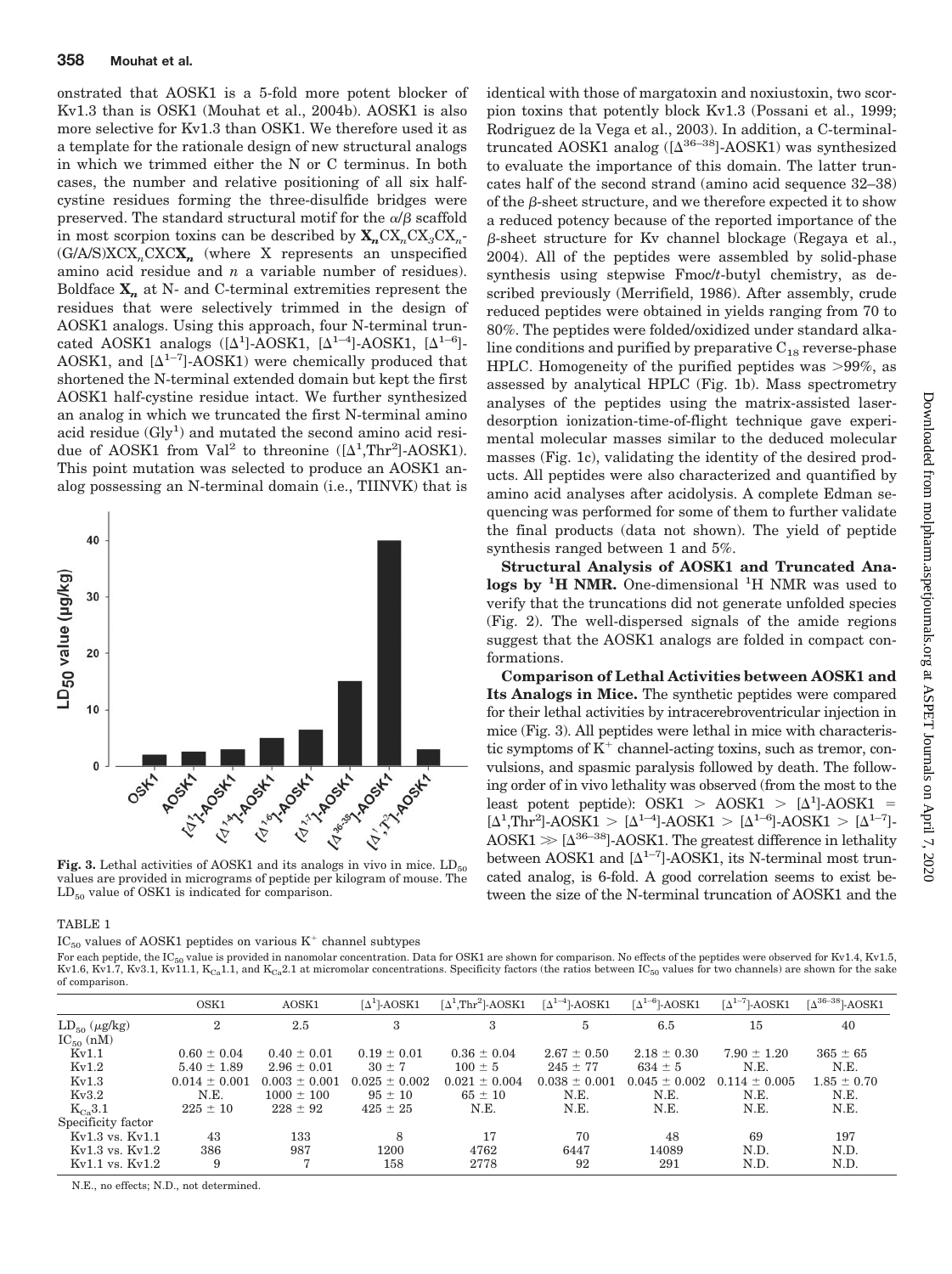onstrated that AOSK1 is a 5-fold more potent blocker of Kv1.3 than is OSK1 (Mouhat et al., 2004b). AOSK1 is also more selective for Kv1.3 than OSK1. We therefore used it as a template for the rationale design of new structural analogs in which we trimmed either the N or C terminus. In both cases, the number and relative positioning of all six half-cystine residues forming the three-disulfide bridges were preserved. The standard structural motif for the α/β scaffold in most scorpion toxins can be described by $\mathbf{X_n}CX_nCX_3CX_n$-(G/A/S)$XCX_nCXC\mathbf{X_n}$ (where X represents an unspecified amino acid residue and *n* a variable number of residues). Boldface $\mathbf{X_n}$ at N- and C-terminal extremities represent the residues that were selectively trimmed in the design of AOSK1 analogs. Using this approach, four N-terminal truncated AOSK1 analogs ([$\Delta^1$]-AOSK1, [$\Delta^{1-4}$]-AOSK1, [$\Delta^{1-6}$]-AOSK1, and [$\Delta^{1-7}$]-AOSK1) were chemically produced that shortened the N-terminal extended domain but kept the first AOSK1 half-cystine residue intact. We further synthesized an analog in which we truncated the first N-terminal amino acid residue (Gly[1]) and mutated the second amino acid residue of AOSK1 from Val[2] to threonine ([$\Delta^1$,Thr[2]]-AOSK1). This point mutation was selected to produce an AOSK1 analog possessing an N-terminal domain (i.e., TIINVK) that is identical with those of margatoxin and noxiustoxin, two scorpion toxins that potently block Kv1.3 (Possani et al., 1999; Rodriguez de la Vega et al., 2003). In addition, a C-terminal-truncated AOSK1 analog ([$\Delta^{36-38}$]-AOSK1) was synthesized to evaluate the importance of this domain. The latter truncates half of the second strand (amino acid sequence 32–38) of the β-sheet structure, and we therefore expected it to show a reduced potency because of the reported importance of the β-sheet structure for Kv channel blockage (Regaya et al., 2004). All of the peptides were assembled by solid-phase synthesis using stepwise Fmoc/*t*-butyl chemistry, as described previously (Merrifield, 1986). After assembly, crude reduced peptides were obtained in yields ranging from 70 to 80%. The peptides were folded/oxidized under standard alkaline conditions and purified by preparative $C_{18}$ reverse-phase HPLC. Homogeneity of the purified peptides was >99%, as assessed by analytical HPLC (Fig. 1b). Mass spectrometry analyses of the peptides using the matrix-assisted laser-desorption ionization-time-of-flight technique gave experimental molecular masses similar to the deduced molecular masses (Fig. 1c), validating the identity of the desired products. All peptides were also characterized and quantified by amino acid analyses after acidolysis. A complete Edman sequencing was performed for some of them to further validate the final products (data not shown). The yield of peptide synthesis ranged between 1 and 5%.

**Structural Analysis of AOSK1 and Truncated Analogs by $^1$H NMR.** One-dimensional $^1$H NMR was used to verify that the truncations did not generate unfolded species (Fig. 2). The well-dispersed signals of the amide regions suggest that the AOSK1 analogs are folded in compact conformations.

**Comparison of Lethal Activities between AOSK1 and Its Analogs in Mice.** The synthetic peptides were compared for their lethal activities by intracerebroventricular injection in mice (Fig. 3). All peptides were lethal in mice with characteristic symptoms of $K^+$ channel-acting toxins, such as tremor, convulsions, and spasmic paralysis followed by death. The following order of in vivo lethality was observed (from the most to the least potent peptide): OSK1 > AOSK1 > [$\Delta^1$]-AOSK1 = [$\Delta^1$,Thr[2]]-AOSK1 > [$\Delta^{1-4}$]-AOSK1 > [$\Delta^{1-6}$]-AOSK1 > [$\Delta^{1-7}$]-AOSK1 ≫ [$\Delta^{36-38}$]-AOSK1. The greatest difference in lethality between AOSK1 and [$\Delta^{1-7}$]-AOSK1, its N-terminal most truncated analog, is 6-fold. A good correlation seems to exist between the size of the N-terminal truncation of AOSK1 and the

**Fig. 3.** Lethal activities of AOSK1 and its analogs in vivo in mice. $LD_{50}$ values are provided in micrograms of peptide per kilogram of mouse. The $LD_{50}$ value of OSK1 is indicated for comparison.

TABLE 1

$IC_{50}$ values of AOSK1 peptides on various $K^+$ channel subtypes

For each peptide, the $IC_{50}$ value is provided in nanomolar concentration. Data for OSK1 are shown for comparison. No effects of the peptides were observed for Kv1.4, Kv1.5, Kv1.6, Kv1.7, Kv3.1, Kv11.1, $K_{Ca}1.1$, and $K_{Ca}2.1$ at micromolar concentrations. Specificity factors (the ratios between $IC_{50}$ values for two channels) are shown for the sake of comparison.

| | OSK1 | AOSK1 | [$\Delta^1$]-AOSK1 | [$\Delta^1$,Thr[2]]-AOSK1 | [$\Delta^{1-4}$]-AOSK1 | [$\Delta^{1-6}$]-AOSK1 | [$\Delta^{1-7}$]-AOSK1 | [$\Delta^{36-38}$]-AOSK1 |
|---|---|---|---|---|---|---|---|---|
| $LD_{50}$ (μg/kg) | 2 | 2.5 | 3 | 3 | 5 | 6.5 | 15 | 40 |
| $IC_{50}$ (nM) | | | | | | | | |
| Kv1.1 | 0.60 ± 0.04 | 0.40 ± 0.01 | 0.19 ± 0.01 | 0.36 ± 0.04 | 2.67 ± 0.50 | 2.18 ± 0.30 | 7.90 ± 1.20 | 365 ± 65 |
| Kv1.2 | 5.40 ± 1.89 | 2.96 ± 0.01 | 30 ± 7 | 100 ± 5 | 245 ± 77 | 634 ± 5 | N.E. | N.E. |
| Kv1.3 | 0.014 ± 0.001 | 0.003 ± 0.001 | 0.025 ± 0.002 | 0.021 ± 0.004 | 0.038 ± 0.001 | 0.045 ± 0.002 | 0.114 ± 0.005 | 1.85 ± 0.70 |
| Kv3.2 | N.E. | 1000 ± 100 | 95 ± 10 | 65 ± 10 | N.E. | N.E. | N.E. | N.E. |
| $K_{Ca}3.1$ | 225 ± 10 | 228 ± 92 | 425 ± 25 | N.E. | N.E. | N.E. | N.E. | N.E. |
| Specificity factor | | | | | | | | |
| Kv1.3 vs. Kv1.1 | 43 | 133 | 8 | 17 | 70 | 48 | 69 | 197 |
| Kv1.3 vs. Kv1.2 | 386 | 987 | 1200 | 4762 | 6447 | 14089 | N.D. | N.D. |
| Kv1.1 vs. Kv1.2 | 9 | 7 | 158 | 2778 | 92 | 291 | N.D. | N.D. |

N.E., no effects; N.D., not determined.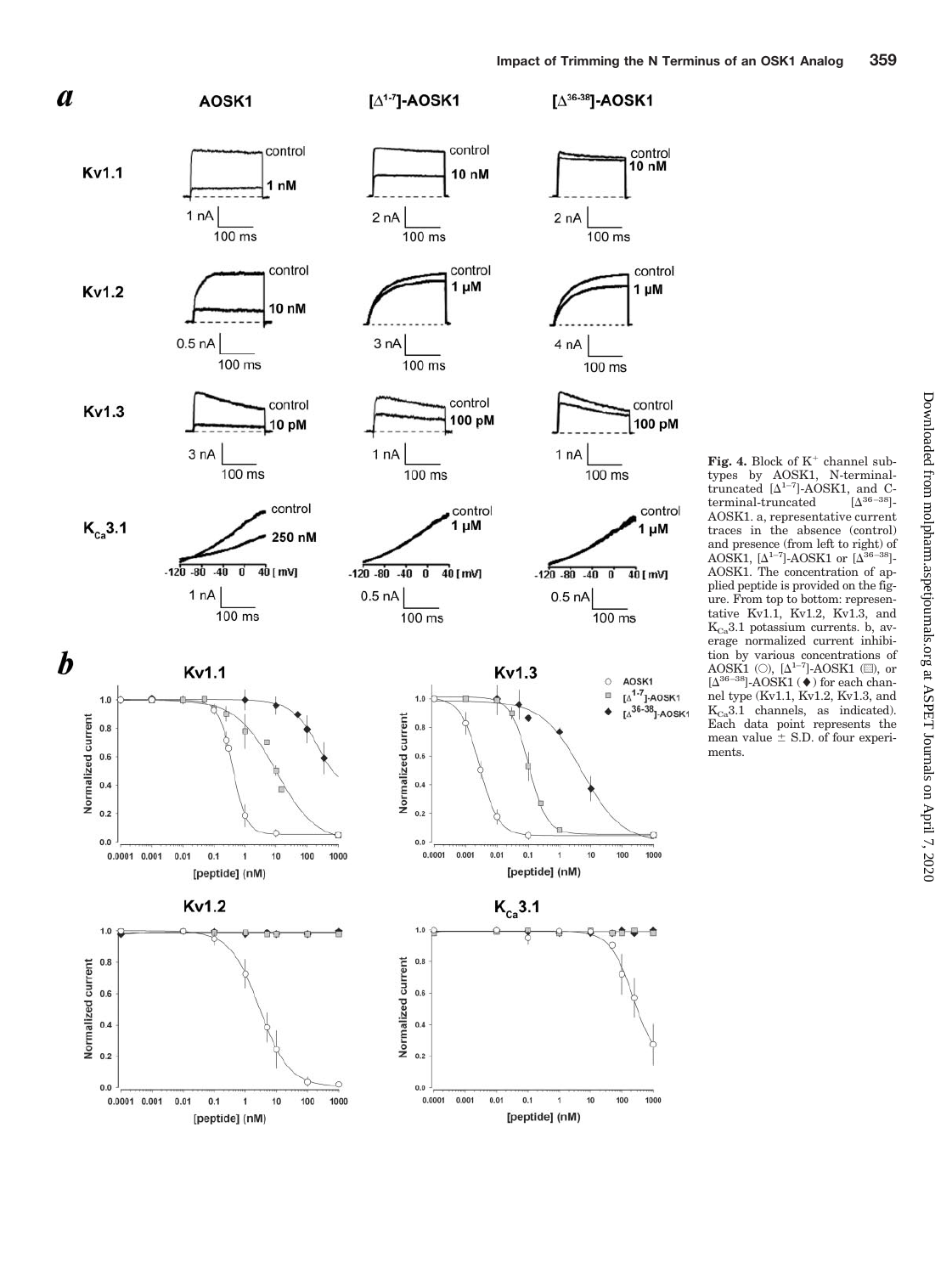**Fig. 4.** Block of $K^+$ channel subtypes by AOSK1, N-terminal-truncated [$\Delta^{1-7}$]-AOSK1, and C-terminal-truncated [$\Delta^{36-38}$]-AOSK1. a, representative current traces in the absence (control) and presence (from left to right) of AOSK1, [$\Delta^{1-7}$]-AOSK1 or [$\Delta^{36-38}$]-AOSK1. The concentration of applied peptide is provided on the figure. From top to bottom: representative Kv1.1, Kv1.2, Kv1.3, and $K_{Ca}3.1$ potassium currents. b, average normalized current inhibition by various concentrations of AOSK1 (○), [$\Delta^{1-7}$]-AOSK1 (▨), or [$\Delta^{36-38}$]-AOSK1 (◆) for each channel type (Kv1.1, Kv1.2, Kv1.3, and $K_{Ca}3.1$ channels, as indicated). Each data point represents the mean value ± S.D. of four experiments.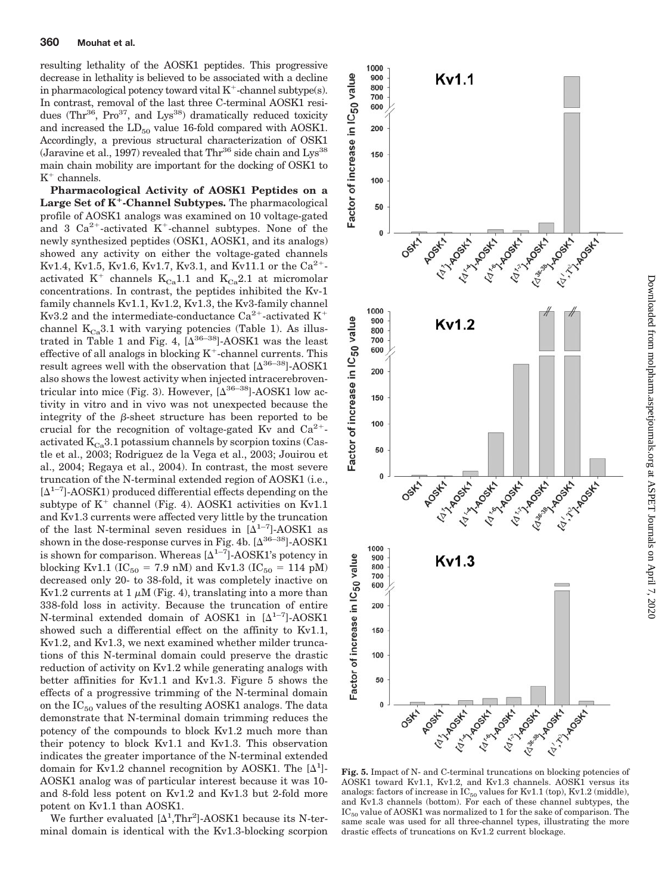resulting lethality of the AOSK1 peptides. This progressive decrease in lethality is believed to be associated with a decline in pharmacological potency toward vital $K^+$-channel subtype(s). In contrast, removal of the last three C-terminal AOSK1 residues (Thr[36], Pro[37], and Lys[38]) dramatically reduced toxicity and increased the $LD_{50}$ value 16-fold compared with AOSK1. Accordingly, a previous structural characterization of OSK1 (Jaravine et al., 1997) revealed that Thr[36] side chain and Lys[38] main chain mobility are important for the docking of OSK1 to $K^+$ channels.

**Pharmacological Activity of AOSK1 Peptides on a Large Set of $K^+$-Channel Subtypes.** The pharmacological profile of AOSK1 analogs was examined on 10 voltage-gated and 3 $Ca^{2+}$-activated $K^+$-channel subtypes. None of the newly synthesized peptides (OSK1, AOSK1, and its analogs) showed any activity on either the voltage-gated channels Kv1.4, Kv1.5, Kv1.6, Kv1.7, Kv3.1, and Kv11.1 or the $Ca^{2+}$-activated $K^+$ channels $K_{Ca}1.1$ and $K_{Ca}2.1$ at micromolar concentrations. In contrast, the peptides inhibited the Kv-1 family channels Kv1.1, Kv1.2, Kv1.3, the Kv3-family channel Kv3.2 and the intermediate-conductance $Ca^{2+}$-activated $K^+$ channel $K_{Ca}3.1$ with varying potencies (Table 1). As illustrated in Table 1 and Fig. 4, $[\Delta^{36-38}]$-AOSK1 was the least effective of all analogs in blocking $K^+$-channel currents. This result agrees well with the observation that $[\Delta^{36-38}]$-AOSK1 also shows the lowest activity when injected intracerebroventricular into mice (Fig. 3). However, $[\Delta^{36-38}]$-AOSK1 low activity in vitro and in vivo was not unexpected because the integrity of the $\beta$-sheet structure has been reported to be crucial for the recognition of voltage-gated Kv and $Ca^{2+}$-activated $K_{Ca}3.1$ potassium channels by scorpion toxins (Castle et al., 2003; Rodriguez de la Vega et al., 2003; Jouirou et al., 2004; Regaya et al., 2004). In contrast, the most severe truncation of the N-terminal extended region of AOSK1 (i.e., $[\Delta^{1-7}]$-AOSK1) produced differential effects depending on the subtype of $K^+$ channel (Fig. 4). AOSK1 activities on Kv1.1 and Kv1.3 currents were affected very little by the truncation of the last N-terminal seven residues in $[\Delta^{1-7}]$-AOSK1 as shown in the dose-response curves in Fig. 4b. $[\Delta^{36-38}]$-AOSK1 is shown for comparison. Whereas $[\Delta^{1-7}]$-AOSK1's potency in blocking Kv1.1 ($IC_{50}$ = 7.9 nM) and Kv1.3 ($IC_{50}$ = 114 pM) decreased only 20- to 38-fold, it was completely inactive on Kv1.2 currents at 1 $\mu$M (Fig. 4), translating into a more than 338-fold loss in activity. Because the truncation of entire N-terminal extended domain of AOSK1 in $[\Delta^{1-7}]$-AOSK1 showed such a differential effect on the affinity to Kv1.1, Kv1.2, and Kv1.3, we next examined whether milder truncations of this N-terminal domain could preserve the drastic reduction of activity on Kv1.2 while generating analogs with better affinities for Kv1.1 and Kv1.3. Figure 5 shows the effects of a progressive trimming of the N-terminal domain on the $IC_{50}$ values of the resulting AOSK1 analogs. The data demonstrate that N-terminal domain trimming reduces the potency of the compounds to block Kv1.2 much more than their potency to block Kv1.1 and Kv1.3. This observation indicates the greater importance of the N-terminal extended domain for Kv1.2 channel recognition by AOSK1. The $[\Delta^1]$-AOSK1 analog was of particular interest because it was 10- and 8-fold less potent on Kv1.2 and Kv1.3 but 2-fold more potent on Kv1.1 than AOSK1.

We further evaluated $[\Delta^1,Thr^2]$-AOSK1 because its N-terminal domain is identical with the Kv1.3-blocking scorpion

**Fig. 5.** Impact of N- and C-terminal truncations on blocking potencies of AOSK1 toward Kv1.1, Kv1.2, and Kv1.3 channels. AOSK1 versus its analogs: factors of increase in $IC_{50}$ values for Kv1.1 (top), Kv1.2 (middle), and Kv1.3 channels (bottom). For each of these channel subtypes, the $IC_{50}$ value of AOSK1 was normalized to 1 for the sake of comparison. The same scale was used for all three-channel types, illustrating the more drastic effects of truncations on Kv1.2 current blockage.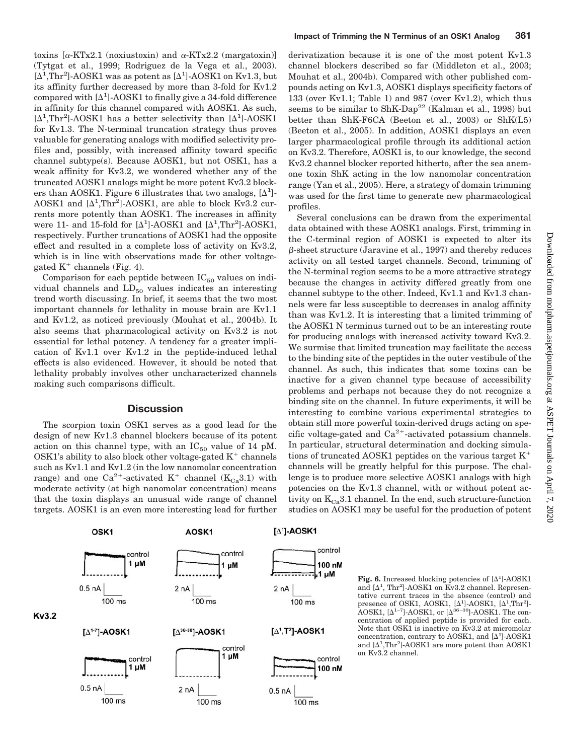toxins [α-KTx2.1 (noxiustoxin) and α-KTx2.2 (margatoxin)] (Tytgat et al., 1999; Rodriguez de la Vega et al., 2003). [$\Delta^1$,$Thr^2$]-AOSK1 was as potent as [$\Delta^1$]-AOSK1 on Kv1.3, but its affinity further decreased by more than 3-fold for Kv1.2 compared with [$\Delta^1$]-AOSK1 to finally give a 34-fold difference in affinity for this channel compared with AOSK1. As such, [$\Delta^1$,$Thr^2$]-AOSK1 has a better selectivity than [$\Delta^1$]-AOSK1 for Kv1.3. The N-terminal truncation strategy thus proves valuable for generating analogs with modified selectivity profiles and, possibly, with increased affinity toward specific channel subtype(s). Because AOSK1, but not OSK1, has a weak affinity for Kv3.2, we wondered whether any of the truncated AOSK1 analogs might be more potent Kv3.2 blockers than AOSK1. Figure 6 illustrates that two analogs, [$\Delta^1$]-AOSK1 and [$\Delta^1$,$Thr^2$]-AOSK1, are able to block Kv3.2 currents more potently than AOSK1. The increases in affinity were 11- and 15-fold for [$\Delta^1$]-AOSK1 and [$\Delta^1$,$Thr^2$]-AOSK1, respectively. Further truncations of AOSK1 had the opposite effect and resulted in a complete loss of activity on Kv3.2, which is in line with observations made for other voltage-gated $K^+$ channels (Fig. 4).

Comparison for each peptide between $IC_{50}$ values on individual channels and $LD_{50}$ values indicates an interesting trend worth discussing. In brief, it seems that the two most important channels for lethality in mouse brain are Kv1.1 and Kv1.2, as noticed previously (Mouhat et al., 2004b). It also seems that pharmacological activity on Kv3.2 is not essential for lethal potency. A tendency for a greater implication of Kv1.1 over Kv1.2 in the peptide-induced lethal effects is also evidenced. However, it should be noted that lethality probably involves other uncharacterized channels making such comparisons difficult.

## Discussion

The scorpion toxin OSK1 serves as a good lead for the design of new Kv1.3 channel blockers because of its potent action on this channel type, with an $IC_{50}$ value of 14 pM. OSK1's ability to also block other voltage-gated $K^+$ channels such as Kv1.1 and Kv1.2 (in the low nanomolar concentration range) and one $Ca^{2+}$-activated $K^+$ channel ($K_{Ca}3.1$) with moderate activity (at high nanomolar concentration) means that the toxin displays an unusual wide range of channel targets. AOSK1 is an even more interesting lead for further derivatization because it is one of the most potent Kv1.3 channel blockers described so far (Middleton et al., 2003; Mouhat et al., 2004b). Compared with other published compounds acting on Kv1.3, AOSK1 displays specificity factors of 133 (over Kv1.1; Table 1) and 987 (over Kv1.2), which thus seems to be similar to ShK-Dap[22] (Kalman et al., 1998) but better than ShK-F6CA (Beeton et al., 2003) or ShK(L5) (Beeton et al., 2005). In addition, AOSK1 displays an even larger pharmacological profile through its additional action on Kv3.2. Therefore, AOSK1 is, to our knowledge, the second Kv3.2 channel blocker reported hitherto, after the sea anemone toxin ShK acting in the low nanomolar concentration range (Yan et al., 2005). Here, a strategy of domain trimming was used for the first time to generate new pharmacological profiles.

Several conclusions can be drawn from the experimental data obtained with these AOSK1 analogs. First, trimming in the C-terminal region of AOSK1 is expected to alter its β-sheet structure (Jaravine et al., 1997) and thereby reduces activity on all tested target channels. Second, trimming of the N-terminal region seems to be a more attractive strategy because the changes in activity differed greatly from one channel subtype to the other. Indeed, Kv1.1 and Kv1.3 channels were far less susceptible to decreases in analog affinity than was Kv1.2. It is interesting that a limited trimming of the AOSK1 N terminus turned out to be an interesting route for producing analogs with increased activity toward Kv3.2. We surmise that limited truncation may facilitate the access to the binding site of the peptides in the outer vestibule of the channel. As such, this indicates that some toxins can be inactive for a given channel type because of accessibility problems and perhaps not because they do not recognize a binding site on the channel. In future experiments, it will be interesting to combine various experimental strategies to obtain still more powerful toxin-derived drugs acting on specific voltage-gated and $Ca^{2+}$-activated potassium channels. In particular, structural determination and docking simulations of truncated AOSK1 peptides on the various target $K^+$ channels will be greatly helpful for this purpose. The challenge is to produce more selective AOSK1 analogs with high potencies on the Kv1.3 channel, with or without potent activity on $K_{Ca}3.1$ channel. In the end, such structure-function studies on AOSK1 may be useful for the production of potent

**Fig. 6.** Increased blocking potencies of [$\Delta^1$]-AOSK1 and [$\Delta^1$, $Thr^2$]-AOSK1 on Kv3.2 channel. Representative current traces in the absence (control) and presence of OSK1, AOSK1, [$\Delta^1$]-AOSK1, [$\Delta^1$,$Thr^2$]-AOSK1, [$\Delta^{1-7}$]-AOSK1, or [$\Delta^{36-38}$]-AOSK1. The concentration of applied peptide is provided for each. Note that OSK1 is inactive on Kv3.2 at micromolar concentration, contrary to AOSK1, and [$\Delta^1$]-AOSK1 and [$\Delta^1$,$Thr^2$]-AOSK1 are more potent than AOSK1 on Kv3.2 channel.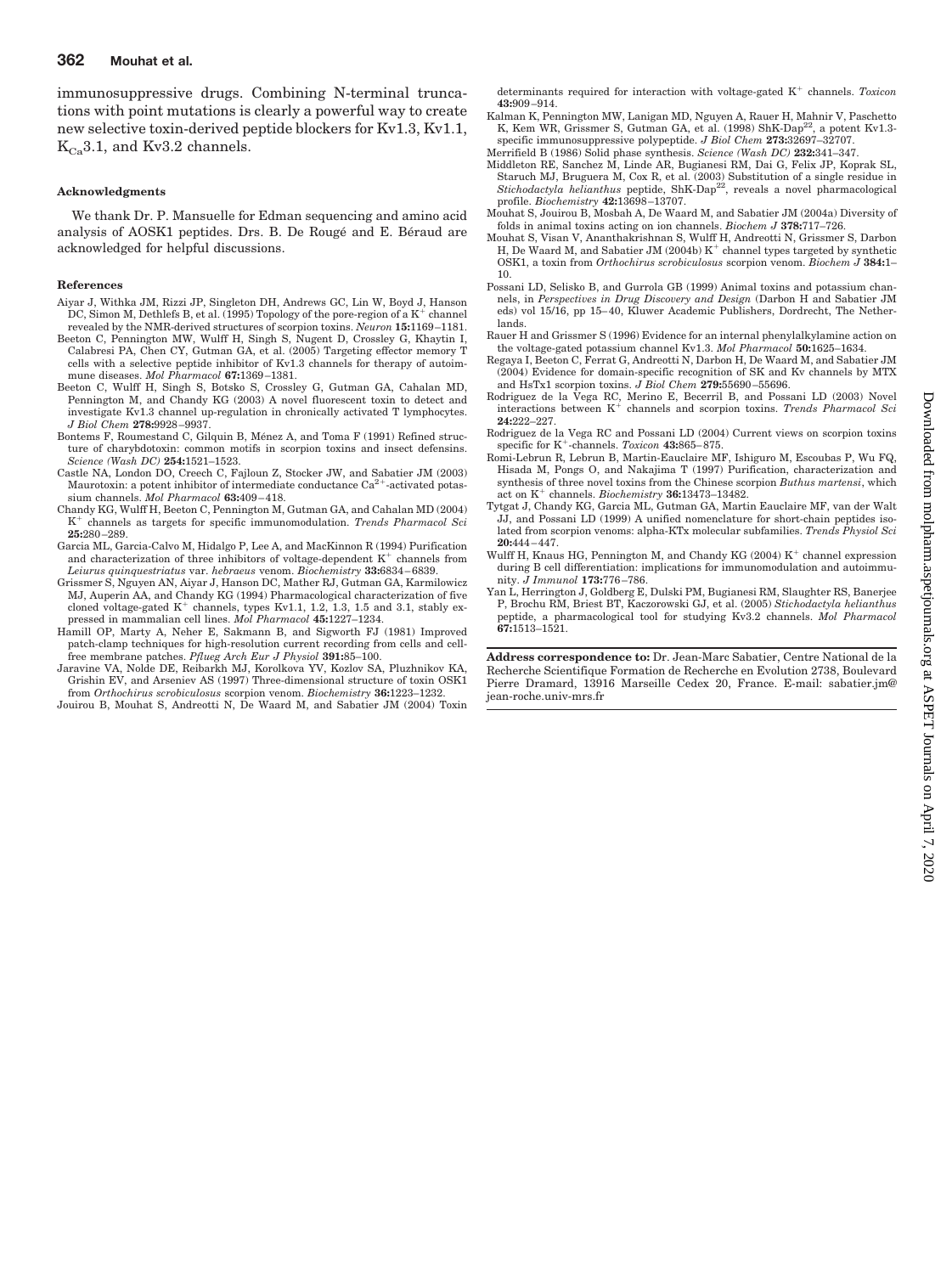immunosuppressive drugs. Combining N-terminal truncations with point mutations is clearly a powerful way to create new selective toxin-derived peptide blockers for Kv1.3, Kv1.1, $K_{Ca}3.1$, and Kv3.2 channels.

### Acknowledgments

We thank Dr. P. Mansuelle for Edman sequencing and amino acid analysis of AOSK1 peptides. Drs. B. De Rougé and E. Béraud are acknowledged for helpful discussions.

### References

Aiyar J, Withka JM, Rizzi JP, Singleton DH, Andrews GC, Lin W, Boyd J, Hanson DC, Simon M, Dethlefs B, et al. (1995) Topology of the pore-region of a $K^+$ channel revealed by the NMR-derived structures of scorpion toxins. *Neuron* **15:**1169–1181.

Beeton C, Pennington MW, Wulff H, Singh S, Nugent D, Crossley G, Khaytin I, Calabresi PA, Chen CY, Gutman GA, et al. (2005) Targeting effector memory T cells with a selective peptide inhibitor of Kv1.3 channels for therapy of autoimmune diseases. *Mol Pharmacol* **67:**1369–1381.

Beeton C, Wulff H, Singh S, Botsko S, Crossley G, Gutman GA, Cahalan MD, Pennington M, and Chandy KG (2003) A novel fluorescent toxin to detect and investigate Kv1.3 channel up-regulation in chronically activated T lymphocytes. *J Biol Chem* **278:**9928–9937.

Bontems F, Roumestand C, Gilquin B, Ménez A, and Toma F (1991) Refined structure of charybdotoxin: common motifs in scorpion toxins and insect defensins. *Science (Wash DC)* **254:**1521–1523.

Castle NA, London DO, Creech C, Fajloun Z, Stocker JW, and Sabatier JM (2003) Maurotoxin: a potent inhibitor of intermediate conductance $Ca^{2+}$-activated potassium channels. *Mol Pharmacol* **63:**409–418.

Chandy KG, Wulff H, Beeton C, Pennington M, Gutman GA, and Cahalan MD (2004) $K^+$ channels as targets for specific immunomodulation. *Trends Pharmacol Sci* **25:**280–289.

Garcia ML, Garcia-Calvo M, Hidalgo P, Lee A, and MacKinnon R (1994) Purification and characterization of three inhibitors of voltage-dependent $K^+$ channels from *Leiurus quinquestriatus* var. *hebraeus* venom. *Biochemistry* **33:**6834–6839.

Grissmer S, Nguyen AN, Aiyar J, Hanson DC, Mather RJ, Gutman GA, Karmilowicz MJ, Auperin AA, and Chandy KG (1994) Pharmacological characterization of five cloned voltage-gated $K^+$ channels, types Kv1.1, 1.2, 1.3, 1.5 and 3.1, stably expressed in mammalian cell lines. *Mol Pharmacol* **45:**1227–1234.

Hamill OP, Marty A, Neher E, Sakmann B, and Sigworth FJ (1981) Improved patch-clamp techniques for high-resolution current recording from cells and cell-free membrane patches. *Pflueg Arch Eur J Physiol* **391:**85–100.

Jaravine VA, Nolde DE, Reibarkh MJ, Korolkova YV, Kozlov SA, Pluzhnikov KA, Grishin EV, and Arseniev AS (1997) Three-dimensional structure of toxin OSK1 from *Orthochirus scrobiculosus* scorpion venom. *Biochemistry* **36:**1223–1232.

Jouirou B, Mouhat S, Andreotti N, De Waard M, and Sabatier JM (2004) Toxin determinants required for interaction with voltage-gated $K^+$ channels. *Toxicon* **43:**909–914.

Kalman K, Pennington MW, Lanigan MD, Nguyen A, Rauer H, Mahnir V, Paschetto K, Kem WR, Grissmer S, Gutman GA, et al. (1998) ShK-Dap$^{22}$, a potent Kv1.3-specific immunosuppressive polypeptide. *J Biol Chem* **273:**32697–32707.

Merrifield B (1986) Solid phase synthesis. *Science (Wash DC)* **232:**341–347.

Middleton RE, Sanchez M, Linde AR, Bugianesi RM, Dai G, Felix JP, Koprak SL, Staruch MJ, Bruguera M, Cox R, et al. (2003) Substitution of a single residue in *Stichodactyla helianthus* peptide, ShK-Dap$^{22}$, reveals a novel pharmacological profile. *Biochemistry* **42:**13698–13707.

Mouhat S, Jouirou B, Mosbah A, De Waard M, and Sabatier JM (2004a) Diversity of folds in animal toxins acting on ion channels. *Biochem J* **378:**717–726.

Mouhat S, Visan V, Ananthakrishnan S, Wulff H, Andreotti N, Grissmer S, Darbon H, De Waard M, and Sabatier JM (2004b) $K^+$ channel types targeted by synthetic OSK1, a toxin from *Orthochirus scrobiculosus* scorpion venom. *Biochem J* **384:**1–10.

Possani LD, Selisko B, and Gurrola GB (1999) Animal toxins and potassium channels, in *Perspectives in Drug Discovery and Design* (Darbon H and Sabatier JM eds) vol 15/16, pp 15–40, Kluwer Academic Publishers, Dordrecht, The Netherlands.

Rauer H and Grissmer S (1996) Evidence for an internal phenylalkylamine action on the voltage-gated potassium channel Kv1.3. *Mol Pharmacol* **50:**1625–1634.

Regaya I, Beeton C, Ferrat G, Andreotti N, Darbon H, De Waard M, and Sabatier JM (2004) Evidence for domain-specific recognition of SK and Kv channels by MTX and HsTx1 scorpion toxins. *J Biol Chem* **279:**55690–55696.

Rodriguez de la Vega RC, Merino E, Becerril B, and Possani LD (2003) Novel interactions between $K^+$ channels and scorpion toxins. *Trends Pharmacol Sci* **24:**222–227.

Rodriguez de la Vega RC and Possani LD (2004) Current views on scorpion toxins specific for $K^+$-channels. *Toxicon* **43:**865–875.

Romi-Lebrun R, Lebrun B, Martin-Eauclaire MF, Ishiguro M, Escoubas P, Wu FQ, Hisada M, Pongs O, and Nakajima T (1997) Purification, characterization and synthesis of three novel toxins from the Chinese scorpion *Buthus martensi*, which act on $K^+$ channels. *Biochemistry* **36:**13473–13482.

Tytgat J, Chandy KG, Garcia ML, Gutman GA, Martin Eauclaire MF, van der Walt JJ, and Possani LD (1999) A unified nomenclature for short-chain peptides isolated from scorpion venoms: alpha-KTx molecular subfamilies. *Trends Physiol Sci* **20:**444–447.

Wulff H, Knaus HG, Pennington M, and Chandy KG (2004) $K^+$ channel expression during B cell differentiation: implications for immunomodulation and autoimmunity. *J Immunol* **173:**776–786.

Yan L, Herrington J, Goldberg E, Dulski PM, Bugianesi RM, Slaughter RS, Banerjee P, Brochu RM, Briest BT, Kaczorowski GJ, et al. (2005) *Stichodactyla helianthus* peptide, a pharmacological tool for studying Kv3.2 channels. *Mol Pharmacol* **67:**1513–1521.

**Address correspondence to:** Dr. Jean-Marc Sabatier, Centre National de la Recherche Scientifique Formation de Recherche en Evolution 2738, Boulevard Pierre Dramard, 13916 Marseille Cedex 20, France. E-mail: sabatier.jm@jean-roche.univ-mrs.fr